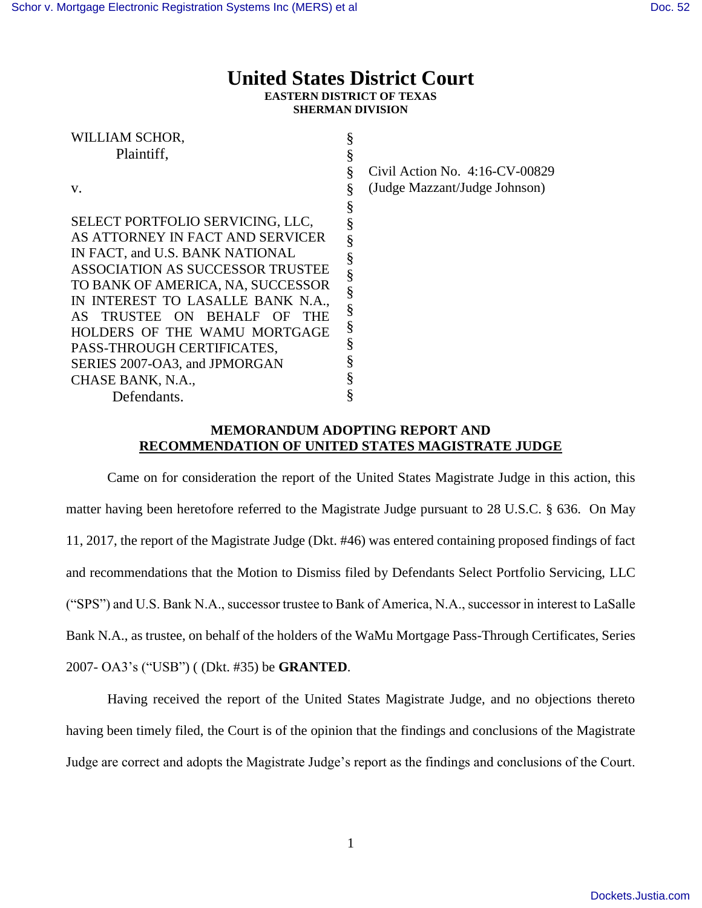# United States District Court

**EASTERN DISTRICT OF TEXAS**
**SHERMAN DIVISION**

| | | |
|---|---|---|
| WILLIAM SCHOR, Plaintiff, | § | |
| v. | § | Civil Action No. 4:16-CV-00829 (Judge Mazzant/Judge Johnson) |
| SELECT PORTFOLIO SERVICING, LLC, AS ATTORNEY IN FACT AND SERVICER IN FACT, and U.S. BANK NATIONAL ASSOCIATION AS SUCCESSOR TRUSTEE TO BANK OF AMERICA, NA, SUCCESSOR IN INTEREST TO LASALLE BANK N.A., AS TRUSTEE ON BEHALF OF THE HOLDERS OF THE WAMU MORTGAGE PASS-THROUGH CERTIFICATES, SERIES 2007-OA3, and JPMORGAN CHASE BANK, N.A., Defendants. | § | |

## MEMORANDUM ADOPTING REPORT AND RECOMMENDATION OF UNITED STATES MAGISTRATE JUDGE

Came on for consideration the report of the United States Magistrate Judge in this action, this matter having been heretofore referred to the Magistrate Judge pursuant to 28 U.S.C. § 636. On May 11, 2017, the report of the Magistrate Judge (Dkt. #46) was entered containing proposed findings of fact and recommendations that the Motion to Dismiss filed by Defendants Select Portfolio Servicing, LLC ("SPS") and U.S. Bank N.A., successor trustee to Bank of America, N.A., successor in interest to LaSalle Bank N.A., as trustee, on behalf of the holders of the WaMu Mortgage Pass-Through Certificates, Series 2007- OA3's ("USB") ( (Dkt. #35) be **GRANTED**.

Having received the report of the United States Magistrate Judge, and no objections thereto having been timely filed, the Court is of the opinion that the findings and conclusions of the Magistrate Judge are correct and adopts the Magistrate Judge's report as the findings and conclusions of the Court.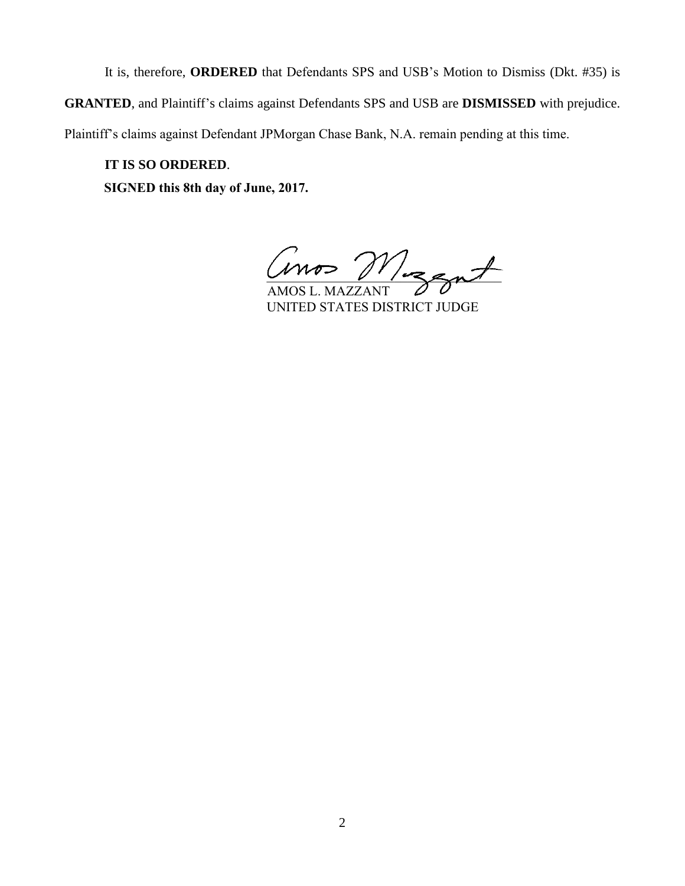It is, therefore, **ORDERED** that Defendants SPS and USB's Motion to Dismiss (Dkt. #35) is **GRANTED**, and Plaintiff's claims against Defendants SPS and USB are **DISMISSED** with prejudice. Plaintiff's claims against Defendant JPMorgan Chase Bank, N.A. remain pending at this time.

**IT IS SO ORDERED**.

**SIGNED this 8th day of June, 2017.**

AMOS L. MAZZANT
UNITED STATES DISTRICT JUDGE